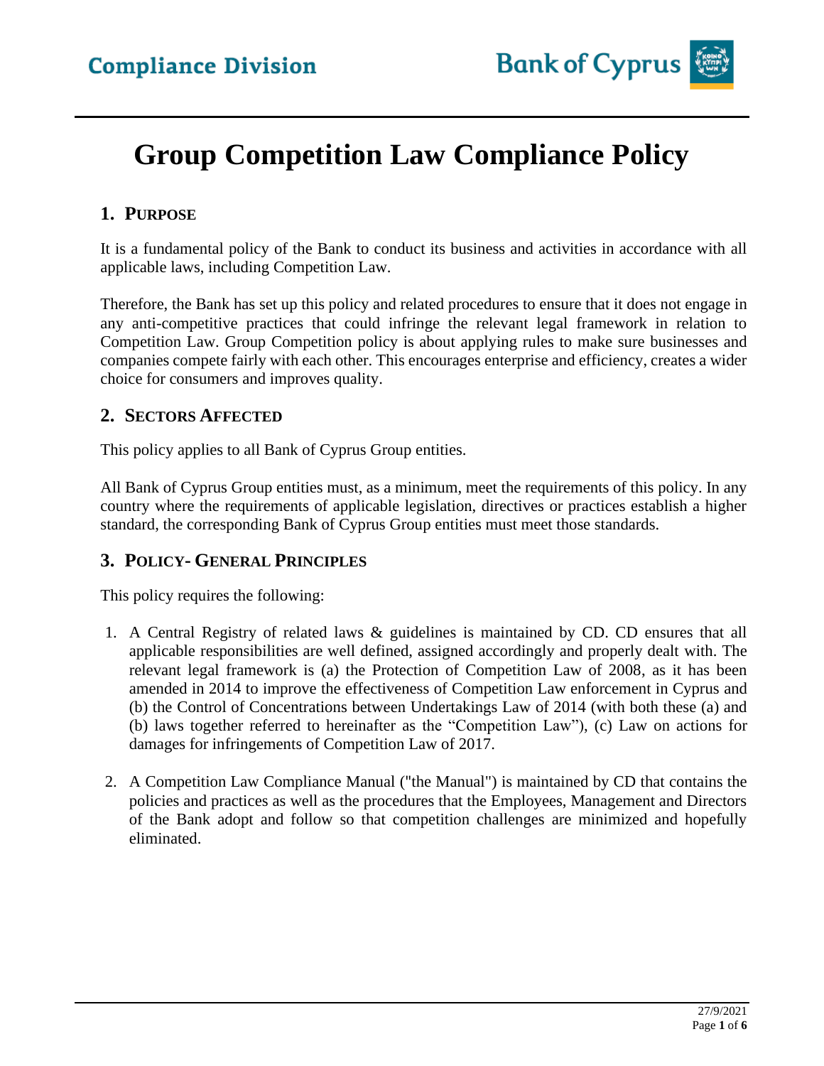# Group Competition Law Compliance Policy

## 1. Purpose

It is a fundamental policy of the Bank to conduct its business and activities in accordance with all applicable laws, including Competition Law.

Therefore, the Bank has set up this policy and related procedures to ensure that it does not engage in any anti-competitive practices that could infringe the relevant legal framework in relation to Competition Law. Group Competition policy is about applying rules to make sure businesses and companies compete fairly with each other. This encourages enterprise and efficiency, creates a wider choice for consumers and improves quality.

## 2. Sectors Affected

This policy applies to all Bank of Cyprus Group entities.

All Bank of Cyprus Group entities must, as a minimum, meet the requirements of this policy. In any country where the requirements of applicable legislation, directives or practices establish a higher standard, the corresponding Bank of Cyprus Group entities must meet those standards.

## 3. Policy- General Principles

This policy requires the following:

1. A Central Registry of related laws & guidelines is maintained by CD. CD ensures that all applicable responsibilities are well defined, assigned accordingly and properly dealt with. The relevant legal framework is (a) the Protection of Competition Law of 2008, as it has been amended in 2014 to improve the effectiveness of Competition Law enforcement in Cyprus and (b) the Control of Concentrations between Undertakings Law of 2014 (with both these (a) and (b) laws together referred to hereinafter as the "Competition Law"), (c) Law on actions for damages for infringements of Competition Law of 2017.

2. A Competition Law Compliance Manual ("the Manual") is maintained by CD that contains the policies and practices as well as the procedures that the Employees, Management and Directors of the Bank adopt and follow so that competition challenges are minimized and hopefully eliminated.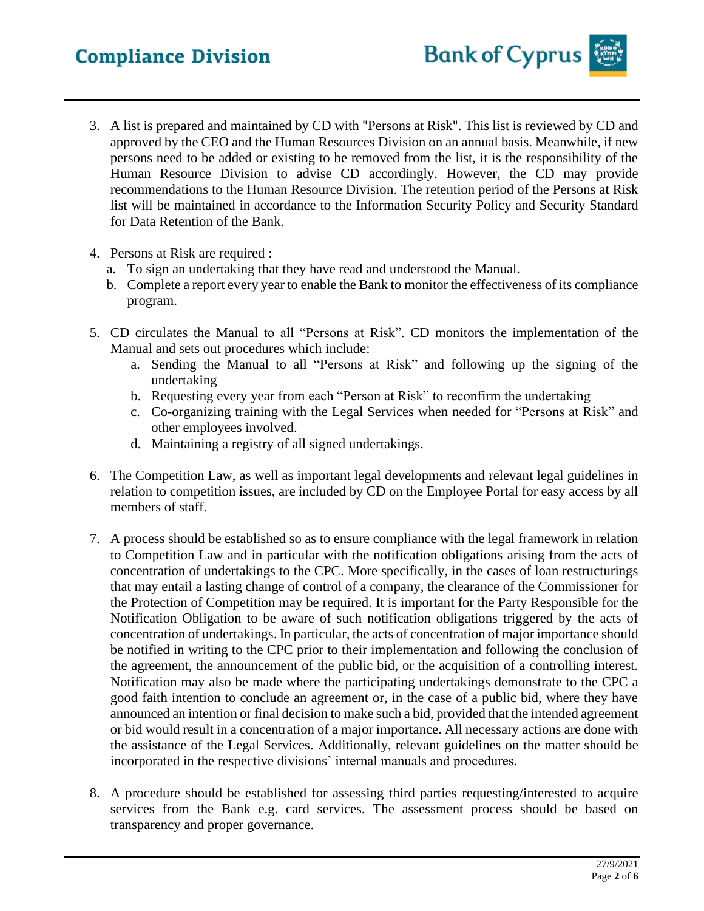3. A list is prepared and maintained by CD with "Persons at Risk". This list is reviewed by CD and approved by the CEO and the Human Resources Division on an annual basis. Meanwhile, if new persons need to be added or existing to be removed from the list, it is the responsibility of the Human Resource Division to advise CD accordingly. However, the CD may provide recommendations to the Human Resource Division. The retention period of the Persons at Risk list will be maintained in accordance to the Information Security Policy and Security Standard for Data Retention of the Bank.

4. Persons at Risk are required :
   a. To sign an undertaking that they have read and understood the Manual.
   b. Complete a report every year to enable the Bank to monitor the effectiveness of its compliance program.

5. CD circulates the Manual to all "Persons at Risk". CD monitors the implementation of the Manual and sets out procedures which include:
   a. Sending the Manual to all "Persons at Risk" and following up the signing of the undertaking
   b. Requesting every year from each "Person at Risk" to reconfirm the undertaking
   c. Co-organizing training with the Legal Services when needed for "Persons at Risk" and other employees involved.
   d. Maintaining a registry of all signed undertakings.

6. The Competition Law, as well as important legal developments and relevant legal guidelines in relation to competition issues, are included by CD on the Employee Portal for easy access by all members of staff.

7. A process should be established so as to ensure compliance with the legal framework in relation to Competition Law and in particular with the notification obligations arising from the acts of concentration of undertakings to the CPC. More specifically, in the cases of loan restructurings that may entail a lasting change of control of a company, the clearance of the Commissioner for the Protection of Competition may be required. It is important for the Party Responsible for the Notification Obligation to be aware of such notification obligations triggered by the acts of concentration of undertakings. In particular, the acts of concentration of major importance should be notified in writing to the CPC prior to their implementation and following the conclusion of the agreement, the announcement of the public bid, or the acquisition of a controlling interest. Notification may also be made where the participating undertakings demonstrate to the CPC a good faith intention to conclude an agreement or, in the case of a public bid, where they have announced an intention or final decision to make such a bid, provided that the intended agreement or bid would result in a concentration of a major importance. All necessary actions are done with the assistance of the Legal Services. Additionally, relevant guidelines on the matter should be incorporated in the respective divisions' internal manuals and procedures.

8. A procedure should be established for assessing third parties requesting/interested to acquire services from the Bank e.g. card services. The assessment process should be based on transparency and proper governance.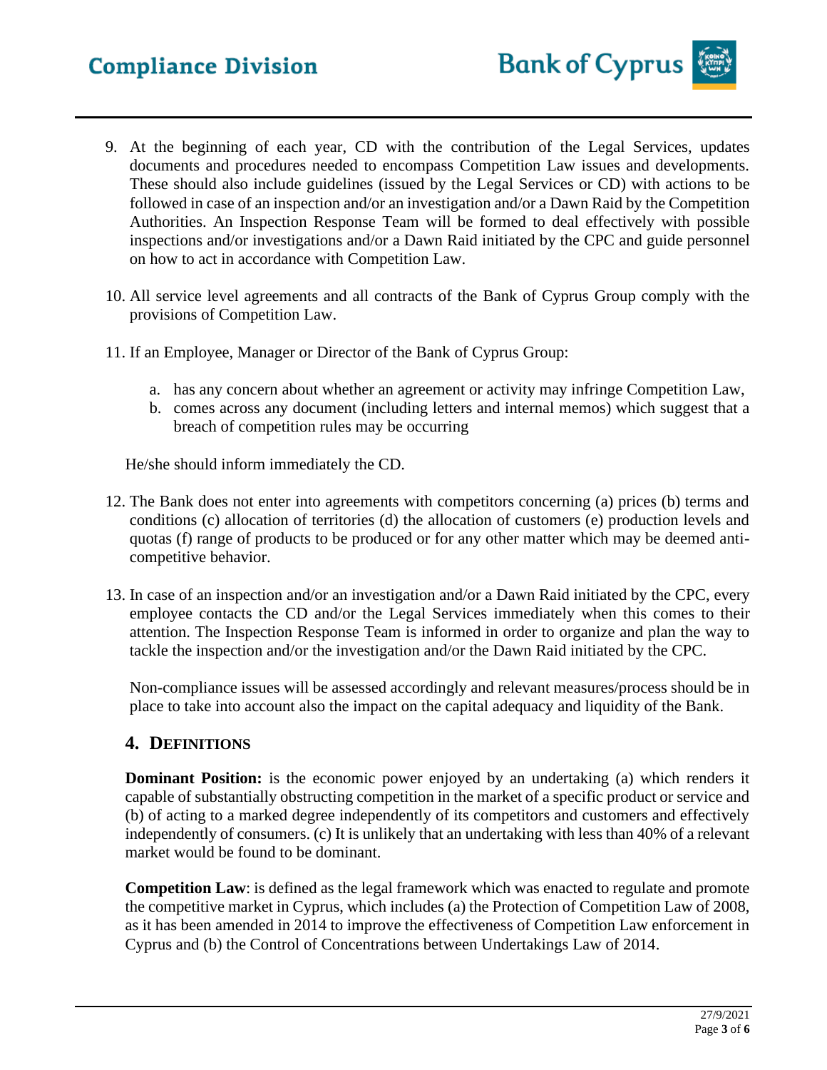9. At the beginning of each year, CD with the contribution of the Legal Services, updates documents and procedures needed to encompass Competition Law issues and developments. These should also include guidelines (issued by the Legal Services or CD) with actions to be followed in case of an inspection and/or an investigation and/or a Dawn Raid by the Competition Authorities. An Inspection Response Team will be formed to deal effectively with possible inspections and/or investigations and/or a Dawn Raid initiated by the CPC and guide personnel on how to act in accordance with Competition Law.

10. All service level agreements and all contracts of the Bank of Cyprus Group comply with the provisions of Competition Law.

11. If an Employee, Manager or Director of the Bank of Cyprus Group:

    a. has any concern about whether an agreement or activity may infringe Competition Law,
    b. comes across any document (including letters and internal memos) which suggest that a breach of competition rules may be occurring

    He/she should inform immediately the CD.

12. The Bank does not enter into agreements with competitors concerning (a) prices (b) terms and conditions (c) allocation of territories (d) the allocation of customers (e) production levels and quotas (f) range of products to be produced or for any other matter which may be deemed anti-competitive behavior.

13. In case of an inspection and/or an investigation and/or a Dawn Raid initiated by the CPC, every employee contacts the CD and/or the Legal Services immediately when this comes to their attention. The Inspection Response Team is informed in order to organize and plan the way to tackle the inspection and/or the investigation and/or the Dawn Raid initiated by the CPC.

    Non-compliance issues will be assessed accordingly and relevant measures/process should be in place to take into account also the impact on the capital adequacy and liquidity of the Bank.

## 4. DEFINITIONS

**Dominant Position:** is the economic power enjoyed by an undertaking (a) which renders it capable of substantially obstructing competition in the market of a specific product or service and (b) of acting to a marked degree independently of its competitors and customers and effectively independently of consumers. (c) It is unlikely that an undertaking with less than 40% of a relevant market would be found to be dominant.

**Competition Law**: is defined as the legal framework which was enacted to regulate and promote the competitive market in Cyprus, which includes (a) the Protection of Competition Law of 2008, as it has been amended in 2014 to improve the effectiveness of Competition Law enforcement in Cyprus and (b) the Control of Concentrations between Undertakings Law of 2014.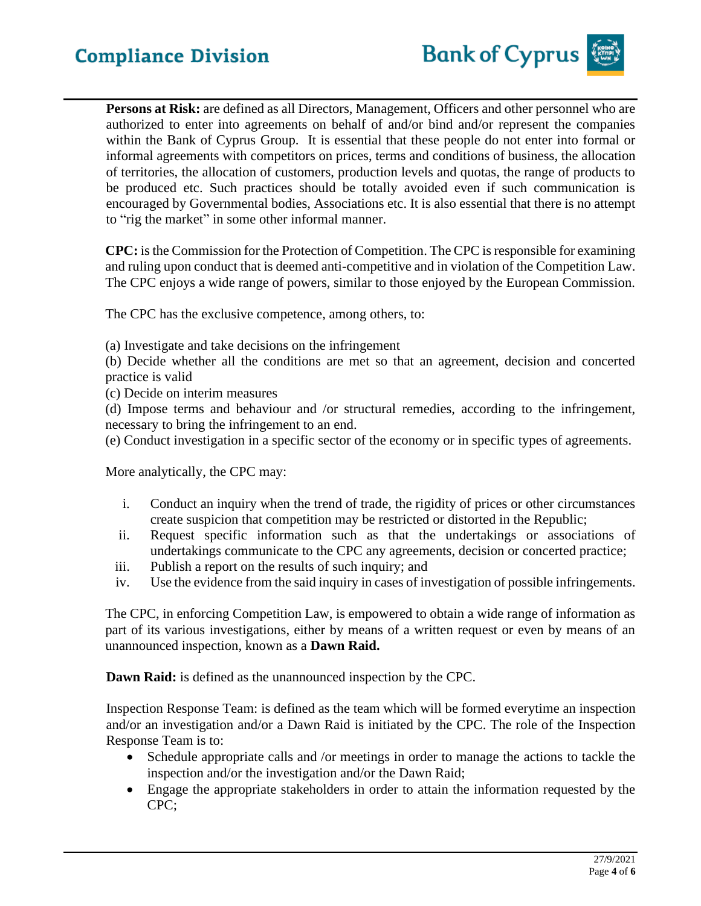**Persons at Risk:** are defined as all Directors, Management, Officers and other personnel who are authorized to enter into agreements on behalf of and/or bind and/or represent the companies within the Bank of Cyprus Group. It is essential that these people do not enter into formal or informal agreements with competitors on prices, terms and conditions of business, the allocation of territories, the allocation of customers, production levels and quotas, the range of products to be produced etc. Such practices should be totally avoided even if such communication is encouraged by Governmental bodies, Associations etc. It is also essential that there is no attempt to "rig the market" in some other informal manner.

**CPC:** is the Commission for the Protection of Competition. The CPC is responsible for examining and ruling upon conduct that is deemed anti-competitive and in violation of the Competition Law. The CPC enjoys a wide range of powers, similar to those enjoyed by the European Commission.

The CPC has the exclusive competence, among others, to:

(a) Investigate and take decisions on the infringement
(b) Decide whether all the conditions are met so that an agreement, decision and concerted practice is valid
(c) Decide on interim measures
(d) Impose terms and behaviour and /or structural remedies, according to the infringement, necessary to bring the infringement to an end.
(e) Conduct investigation in a specific sector of the economy or in specific types of agreements.

More analytically, the CPC may:

i. Conduct an inquiry when the trend of trade, the rigidity of prices or other circumstances create suspicion that competition may be restricted or distorted in the Republic;
ii. Request specific information such as that the undertakings or associations of undertakings communicate to the CPC any agreements, decision or concerted practice;
iii. Publish a report on the results of such inquiry; and
iv. Use the evidence from the said inquiry in cases of investigation of possible infringements.

The CPC, in enforcing Competition Law, is empowered to obtain a wide range of information as part of its various investigations, either by means of a written request or even by means of an unannounced inspection, known as a **Dawn Raid.**

**Dawn Raid:** is defined as the unannounced inspection by the CPC.

Inspection Response Team: is defined as the team which will be formed everytime an inspection and/or an investigation and/or a Dawn Raid is initiated by the CPC. The role of the Inspection Response Team is to:

- Schedule appropriate calls and /or meetings in order to manage the actions to tackle the inspection and/or the investigation and/or the Dawn Raid;
- Engage the appropriate stakeholders in order to attain the information requested by the CPC;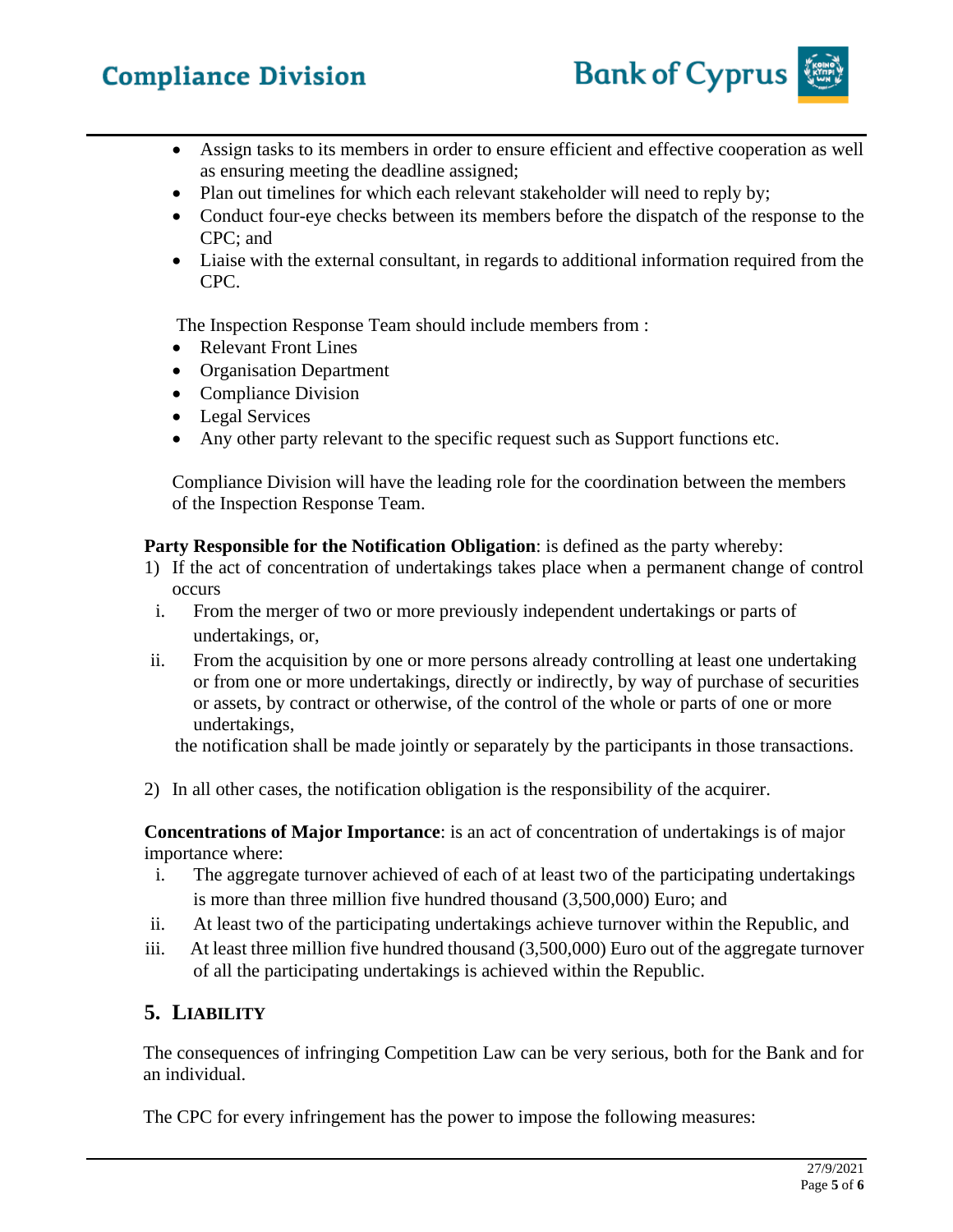- Assign tasks to its members in order to ensure efficient and effective cooperation as well as ensuring meeting the deadline assigned;
- Plan out timelines for which each relevant stakeholder will need to reply by;
- Conduct four-eye checks between its members before the dispatch of the response to the CPC; and
- Liaise with the external consultant, in regards to additional information required from the CPC.

The Inspection Response Team should include members from :

- Relevant Front Lines
- Organisation Department
- Compliance Division
- Legal Services
- Any other party relevant to the specific request such as Support functions etc.

Compliance Division will have the leading role for the coordination between the members of the Inspection Response Team.

**Party Responsible for the Notification Obligation**: is defined as the party whereby:

1) If the act of concentration of undertakings takes place when a permanent change of control occurs
   i. From the merger of two or more previously independent undertakings or parts of undertakings, or,
   ii. From the acquisition by one or more persons already controlling at least one undertaking or from one or more undertakings, directly or indirectly, by way of purchase of securities or assets, by contract or otherwise, of the control of the whole or parts of one or more undertakings,

   the notification shall be made jointly or separately by the participants in those transactions.

2) In all other cases, the notification obligation is the responsibility of the acquirer.

**Concentrations of Major Importance**: is an act of concentration of undertakings is of major importance where:

i. The aggregate turnover achieved of each of at least two of the participating undertakings is more than three million five hundred thousand (3,500,000) Euro; and
ii. At least two of the participating undertakings achieve turnover within the Republic, and
iii. At least three million five hundred thousand (3,500,000) Euro out of the aggregate turnover of all the participating undertakings is achieved within the Republic.

## 5. Liability

The consequences of infringing Competition Law can be very serious, both for the Bank and for an individual.

The CPC for every infringement has the power to impose the following measures: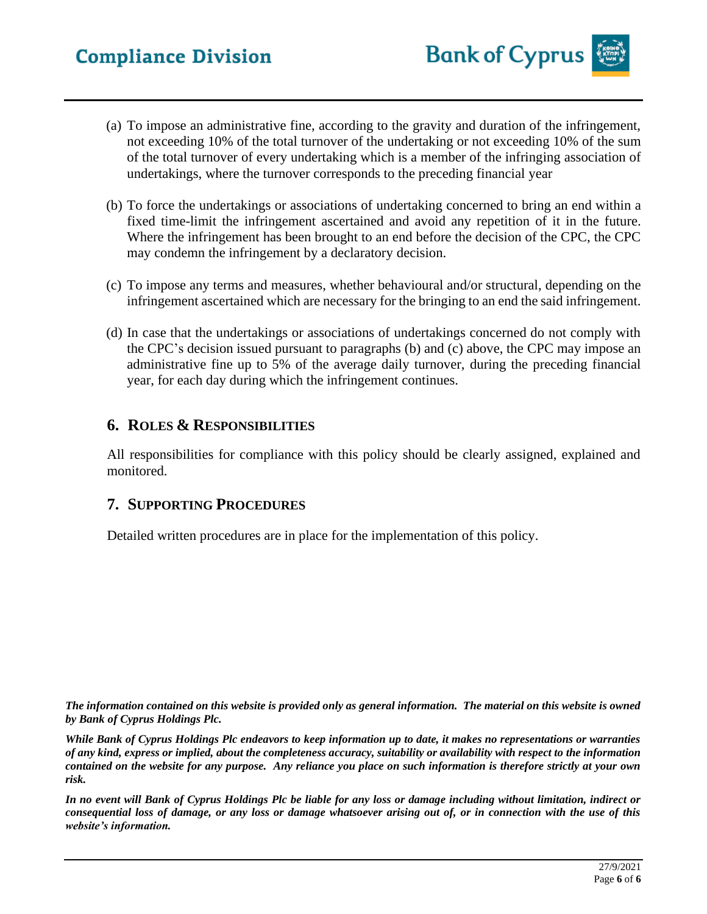(a) To impose an administrative fine, according to the gravity and duration of the infringement, not exceeding 10% of the total turnover of the undertaking or not exceeding 10% of the sum of the total turnover of every undertaking which is a member of the infringing association of undertakings, where the turnover corresponds to the preceding financial year

(b) To force the undertakings or associations of undertaking concerned to bring an end within a fixed time-limit the infringement ascertained and avoid any repetition of it in the future. Where the infringement has been brought to an end before the decision of the CPC, the CPC may condemn the infringement by a declaratory decision.

(c) To impose any terms and measures, whether behavioural and/or structural, depending on the infringement ascertained which are necessary for the bringing to an end the said infringement.

(d) In case that the undertakings or associations of undertakings concerned do not comply with the CPC's decision issued pursuant to paragraphs (b) and (c) above, the CPC may impose an administrative fine up to 5% of the average daily turnover, during the preceding financial year, for each day during which the infringement continues.

## 6. Roles & Responsibilities

All responsibilities for compliance with this policy should be clearly assigned, explained and monitored.

## 7. Supporting Procedures

Detailed written procedures are in place for the implementation of this policy.

***The information contained on this website is provided only as general information. The material on this website is owned by Bank of Cyprus Holdings Plc.***

***While Bank of Cyprus Holdings Plc endeavors to keep information up to date, it makes no representations or warranties of any kind, express or implied, about the completeness accuracy, suitability or availability with respect to the information contained on the website for any purpose. Any reliance you place on such information is therefore strictly at your own risk.***

***In no event will Bank of Cyprus Holdings Plc be liable for any loss or damage including without limitation, indirect or consequential loss of damage, or any loss or damage whatsoever arising out of, or in connection with the use of this website's information.***

27/9/2021